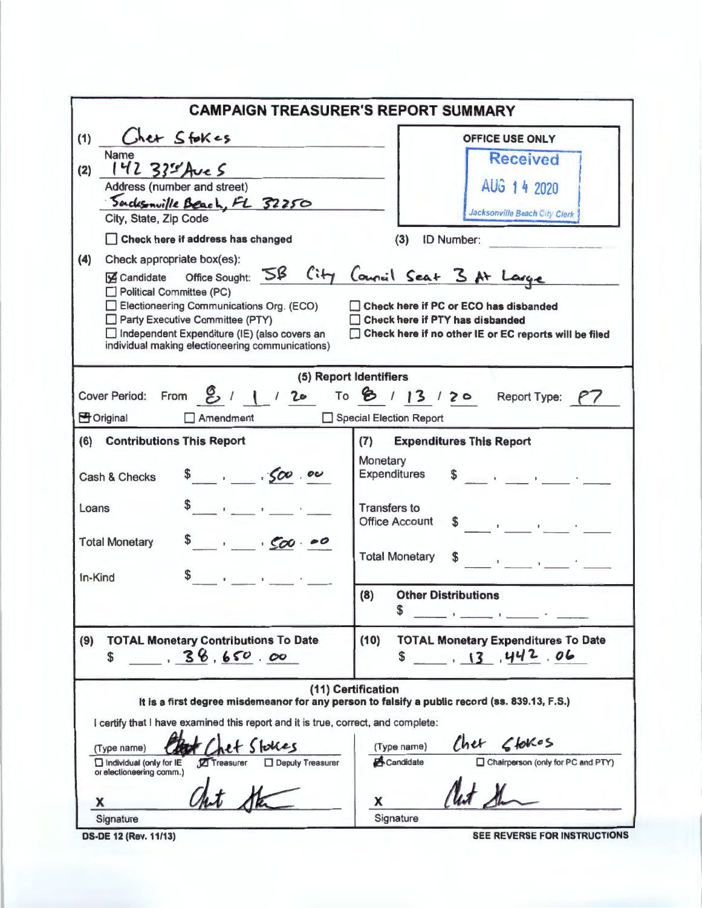# CAMPAIGN TREASURER'S REPORT SUMMARY

(1) Chet Stokes
Name

(2) 142 33rd Ave S
Address (number and street)

Jacksonville Beach, FL 32250
City, State, Zip Code

☐ **Check here if address has changed**

**OFFICE USE ONLY**
Received
AUG 14 2020
Jacksonville Beach City Clerk

(3) ID Number:

(4) Check appropriate box(es):

☒ Candidate Office Sought: JB City Council Seat 3 At Large
☐ Political Committee (PC)
☐ Electioneering Communications Org. (ECO)
☐ Party Executive Committee (PTY)
☐ Independent Expenditure (IE) (also covers an individual making electioneering communications)

☐ **Check here if PC or ECO has disbanded**
☐ **Check here if PTY has disbanded**
☐ **Check here if no other IE or EC reports will be filed**

**(5) Report Identifiers**

Cover Period: From 8 / 1 / 20 To 8 / 13 / 20 Report Type: P7

☒ Original ☐ Amendment ☐ Special Election Report

**(6) Contributions This Report**

| | |
|---|---|
| Cash & Checks | $ 500.00 |
| Loans | $ |
| Total Monetary | $ 500.00 |
| In-Kind | $ |

**(7) Expenditures This Report**

| | |
|---|---|
| Monetary Expenditures | $ |
| Transfers to Office Account | $ |
| Total Monetary | $ |

**(8) Other Distributions**
$

**(9) TOTAL Monetary Contributions To Date**
$ 38,650.00

**(10) TOTAL Monetary Expenditures To Date**
$ 13,442.06

**(11) Certification**

**It is a first degree misdemeanor for any person to falsify a public record (ss. 839.13, F.S.)**

I certify that I have examined this report and it is true, correct, and complete:

(Type name) Chet Stokes
☐ Individual (only for IE or electioneering comm.) ☒ Treasurer ☐ Deputy Treasurer

X [signature]
Signature

(Type name) Chet Stokes
☒ Candidate ☐ Chairperson (only for PC and PTY)

X [signature]
Signature

DS-DE 12 (Rev. 11/13)

SEE REVERSE FOR INSTRUCTIONS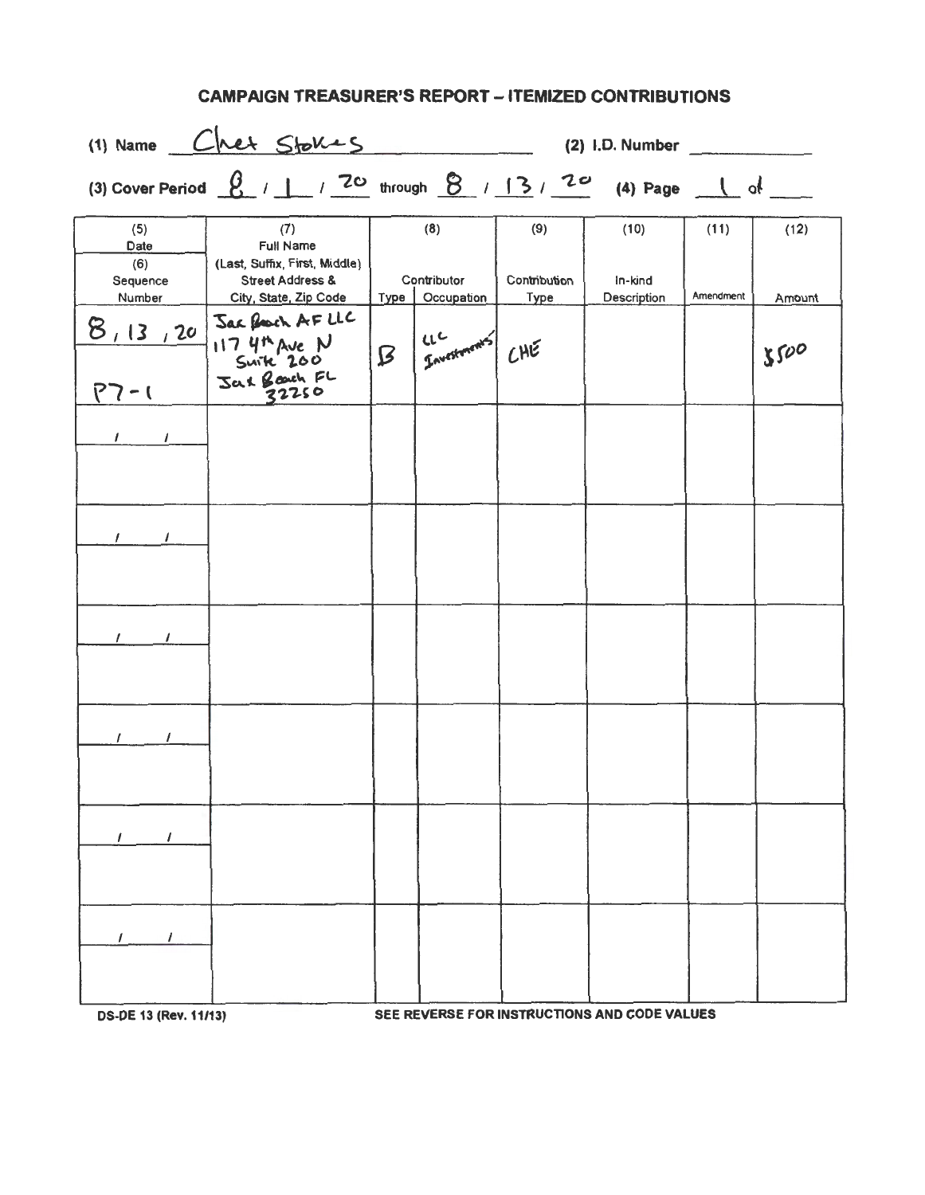## CAMPAIGN TREASURER'S REPORT – ITEMIZED CONTRIBUTIONS

(1) Name Chet Stokes (2) I.D. Number

(3) Cover Period 8 / 1 / 20 through 8 / 13 / 20 (4) Page 1 of

| (5) Date (6) Sequence Number | (7) Full Name (Last, Suffix, First, Middle) Street Address & City, State, Zip Code | (8) Contributor Type | Occupation | (9) Contribution Type | (10) In-kind Description | (11) Amendment | (12) Amount |
|---|---|---|---|---|---|---|---|
| 8 / 13 / 20 P7-1 | Jax Beach AF LLC 117 4th Ave N Suite 200 Jax Beach FL 32250 | B | LLC Investments | CHE | | | $500 |
| / / | | | | | | | |
| / / | | | | | | | |
| / / | | | | | | | |
| / / | | | | | | | |
| / / | | | | | | | |
| / / | | | | | | | |

DS-DE 13 (Rev. 11/13)

SEE REVERSE FOR INSTRUCTIONS AND CODE VALUES